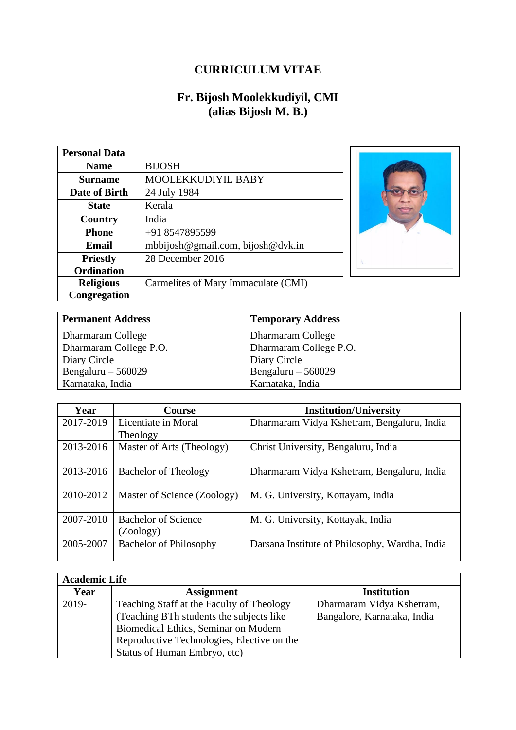# CURRICULUM VITAE

## Fr. Bijosh Moolekkudiyil, CMI
## (alias Bijosh M. B.)

| Personal Data | |
|---|---|
| **Name** | BIJOSH |
| **Surname** | MOOLEKKUDIYIL BABY |
| **Date of Birth** | 24 July 1984 |
| **State** | Kerala |
| **Country** | India |
| **Phone** | +91 8547895599 |
| **Email** | mbbijosh@gmail.com, bijosh@dvk.in |
| **Priestly Ordination** | 28 December 2016 |
| **Religious Congregation** | Carmelites of Mary Immaculate (CMI) |

| Permanent Address | Temporary Address |
|---|---|
| Dharmaram College<br>Dharmaram College P.O.<br>Diary Circle<br>Bengaluru – 560029<br>Karnataka, India | Dharmaram College<br>Dharmaram College P.O.<br>Diary Circle<br>Bengaluru – 560029<br>Karnataka, India |

| Year | Course | Institution/University |
|---|---|---|
| 2017-2019 | Licentiate in Moral Theology | Dharmaram Vidya Kshetram, Bengaluru, India |
| 2013-2016 | Master of Arts (Theology) | Christ University, Bengaluru, India |
| 2013-2016 | Bachelor of Theology | Dharmaram Vidya Kshetram, Bengaluru, India |
| 2010-2012 | Master of Science (Zoology) | M. G. University, Kottayam, India |
| 2007-2010 | Bachelor of Science (Zoology) | M. G. University, Kottayak, India |
| 2005-2007 | Bachelor of Philosophy | Darsana Institute of Philosophy, Wardha, India |

| Academic Life | | |
|---|---|---|
| **Year** | **Assignment** | **Institution** |
| 2019- | Teaching Staff at the Faculty of Theology (Teaching BTh students the subjects like Biomedical Ethics, Seminar on Modern Reproductive Technologies, Elective on the Status of Human Embryo, etc) | Dharmaram Vidya Kshetram, Bangalore, Karnataka, India |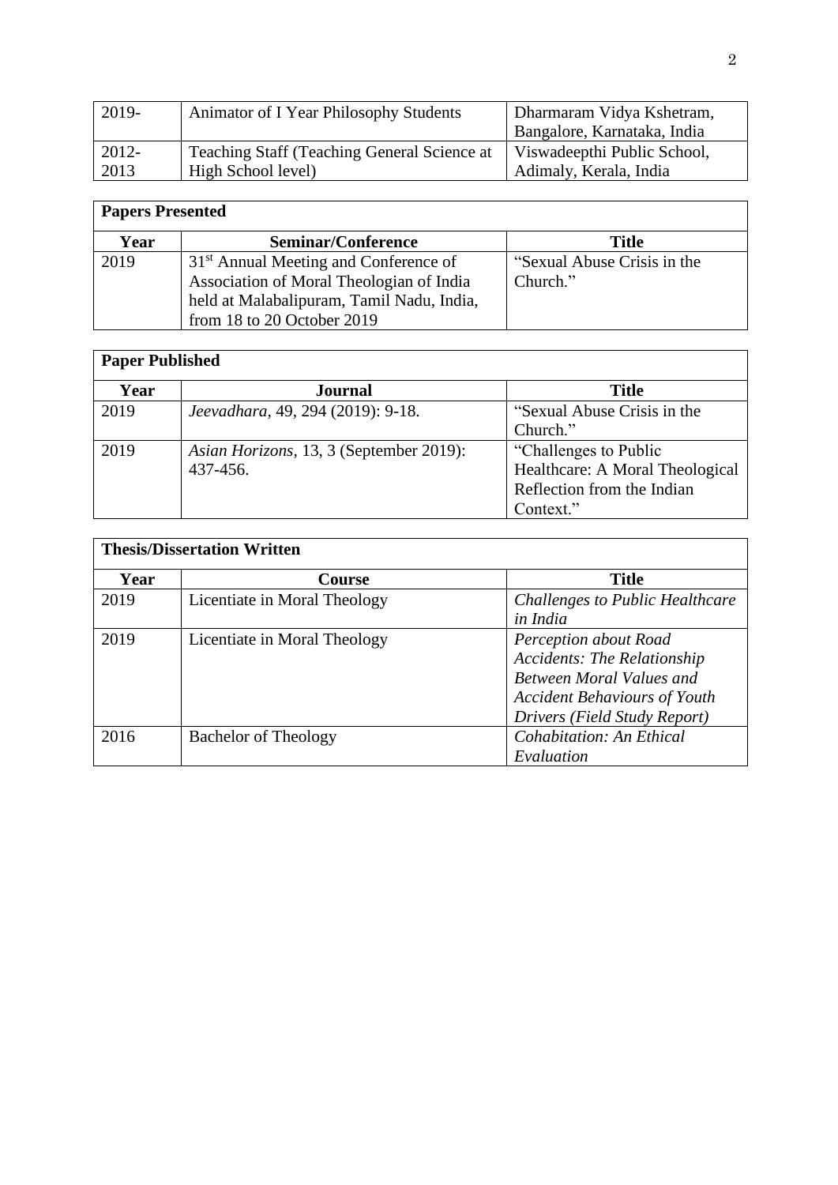| | | |
|---|---|---|
| 2019- | Animator of I Year Philosophy Students | Dharmaram Vidya Kshetram, Bangalore, Karnataka, India |
| 2012-2013 | Teaching Staff (Teaching General Science at High School level) | Viswadeepthi Public School, Adimaly, Kerala, India |

**Papers Presented**

| Year | Seminar/Conference | Title |
|---|---|---|
| 2019 | 31st Annual Meeting and Conference of Association of Moral Theologian of India held at Malabalipuram, Tamil Nadu, India, from 18 to 20 October 2019 | "Sexual Abuse Crisis in the Church." |

**Paper Published**

| Year | Journal | Title |
|---|---|---|
| 2019 | *Jeevadhara*, 49, 294 (2019): 9-18. | "Sexual Abuse Crisis in the Church." |
| 2019 | *Asian Horizons*, 13, 3 (September 2019): 437-456. | "Challenges to Public Healthcare: A Moral Theological Reflection from the Indian Context." |

**Thesis/Dissertation Written**

| Year | Course | Title |
|---|---|---|
| 2019 | Licentiate in Moral Theology | *Challenges to Public Healthcare in India* |
| 2019 | Licentiate in Moral Theology | *Perception about Road Accidents: The Relationship Between Moral Values and Accident Behaviours of Youth Drivers (Field Study Report)* |
| 2016 | Bachelor of Theology | *Cohabitation: An Ethical Evaluation* |